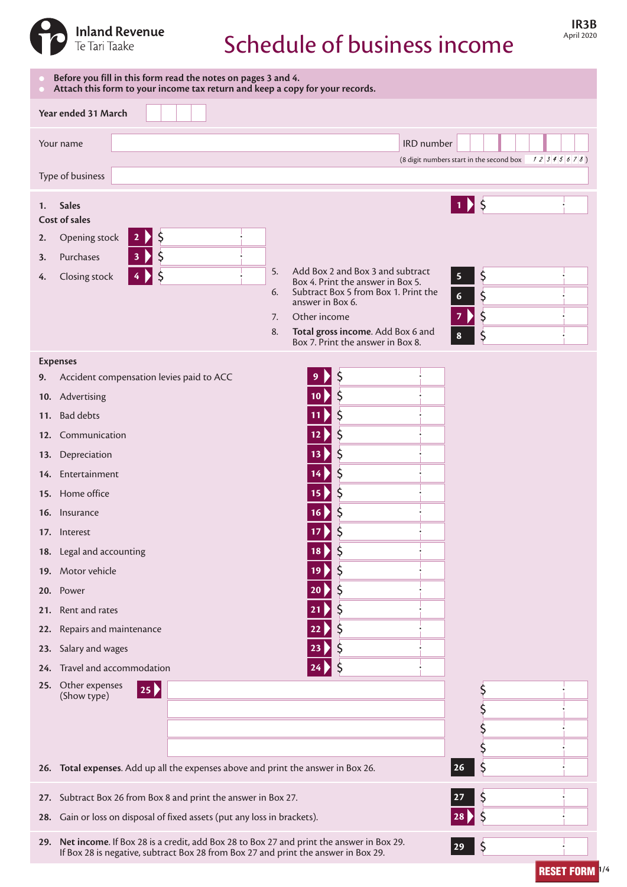Inland Revenue
Te Tari Taake

# Schedule of business income

**IR3B**
April 2020

- **Before you fill in this form read the notes on pages 3 and 4.**
- **Attach this form to your income tax return and keep a copy for your records.**

**Year ended 31 March** 

Your name 

IRD number (8 digit numbers start in the second box 12345678)

Type of business 

**1. Sales** — Box 1 $

**Cost of sales**

2. Opening stock — Box 2 $
3. Purchases — Box 3 $
4. Closing stock — Box 4 $
5. Add Box 2 and Box 3 and subtract Box 4. Print the answer in Box 5. — Box 5 $
6. Subtract Box 5 from Box 1. Print the answer in Box 6. — Box 6 $
7. Other income — Box 7 $
8. **Total gross income**. Add Box 6 and Box 7. Print the answer in Box 8. — Box 8 $

**Expenses**

9. Accident compensation levies paid to ACC — Box 9 $
10. Advertising — Box 10 $
11. Bad debts — Box 11 $
12. Communication — Box 12 $
13. Depreciation — Box 13 $
14. Entertainment — Box 14 $
15. Home office — Box 15 $
16. Insurance — Box 16 $
17. Interest — Box 17 $
18. Legal and accounting — Box 18 $
19. Motor vehicle — Box 19 $
20. Power — Box 20 $
21. Rent and rates — Box 21 $
22. Repairs and maintenance — Box 22 $
23. Salary and wages — Box 23 $
24. Travel and accommodation — Box 24 $
25. Other expenses (Show type) — Box 25 $

26. **Total expenses**. Add up all the expenses above and print the answer in Box 26. — Box 26 $

27. Subtract Box 26 from Box 8 and print the answer in Box 27. — Box 27 $
28. Gain or loss on disposal of fixed assets (put any loss in brackets). — Box 28 $

29. **Net income**. If Box 28 is a credit, add Box 28 to Box 27 and print the answer in Box 29. If Box 28 is negative, subtract Box 28 from Box 27 and print the answer in Box 29. — Box 29 $

RESET FORM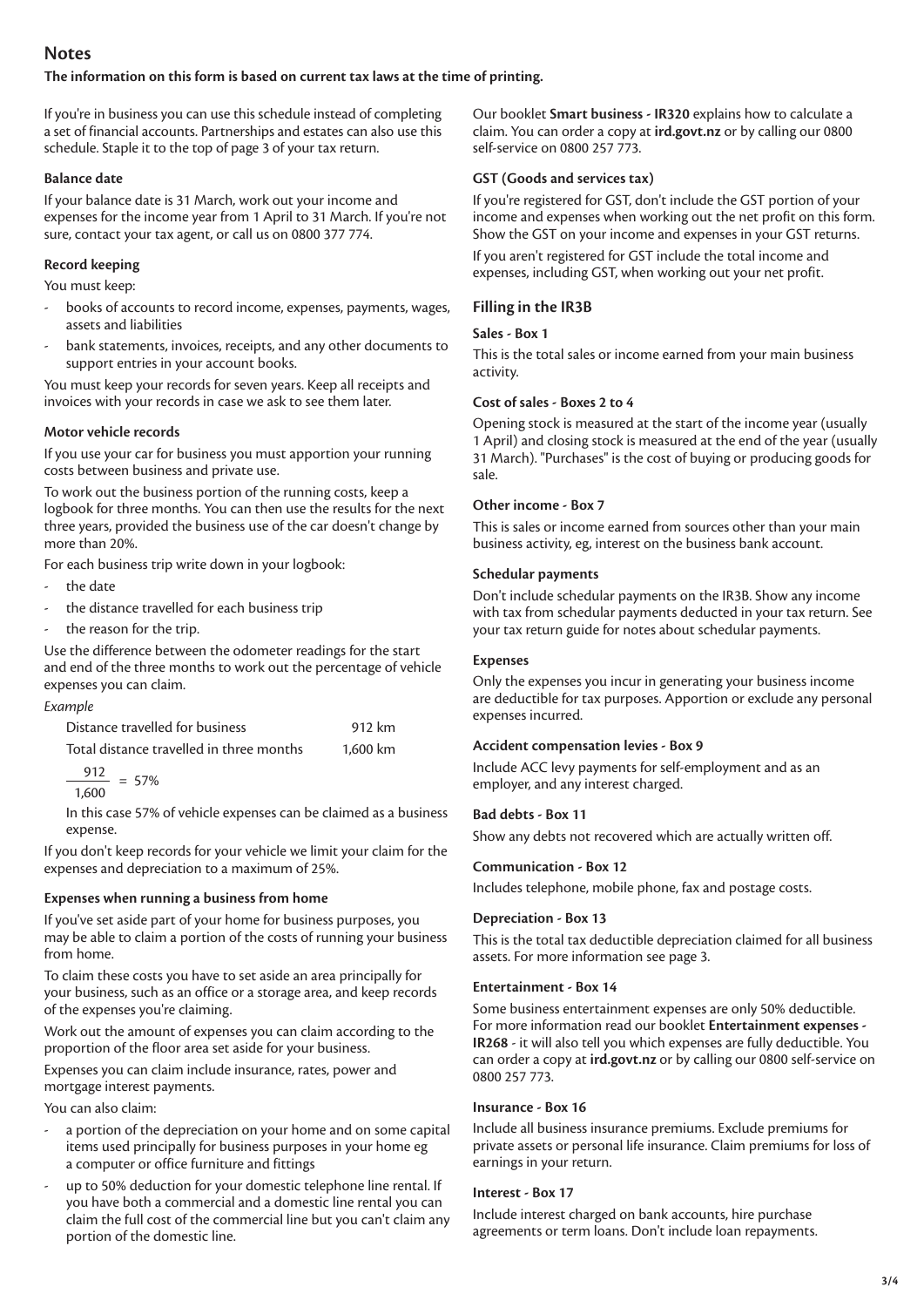# Notes

**The information on this form is based on current tax laws at the time of printing.**

If you're in business you can use this schedule instead of completing a set of financial accounts. Partnerships and estates can also use this schedule. Staple it to the top of page 3 of your tax return.

### Balance date

If your balance date is 31 March, work out your income and expenses for the income year from 1 April to 31 March. If you're not sure, contact your tax agent, or call us on 0800 377 774.

### Record keeping

You must keep:

- books of accounts to record income, expenses, payments, wages, assets and liabilities
- bank statements, invoices, receipts, and any other documents to support entries in your account books.

You must keep your records for seven years. Keep all receipts and invoices with your records in case we ask to see them later.

### Motor vehicle records

If you use your car for business you must apportion your running costs between business and private use.

To work out the business portion of the running costs, keep a logbook for three months. You can then use the results for the next three years, provided the business use of the car doesn't change by more than 20%.

For each business trip write down in your logbook:

- the date
- the distance travelled for each business trip
- the reason for the trip.

Use the difference between the odometer readings for the start and end of the three months to work out the percentage of vehicle expenses you can claim.

*Example*

| | |
|---|---|
| Distance travelled for business | 912 km |
| Total distance travelled in three months | 1,600 km |

$$\frac{912}{1{,}600} = 57\%$$

In this case 57% of vehicle expenses can be claimed as a business expense.

If you don't keep records for your vehicle we limit your claim for the expenses and depreciation to a maximum of 25%.

### Expenses when running a business from home

If you've set aside part of your home for business purposes, you may be able to claim a portion of the costs of running your business from home.

To claim these costs you have to set aside an area principally for your business, such as an office or a storage area, and keep records of the expenses you're claiming.

Work out the amount of expenses you can claim according to the proportion of the floor area set aside for your business.

Expenses you can claim include insurance, rates, power and mortgage interest payments.

You can also claim:

- a portion of the depreciation on your home and on some capital items used principally for business purposes in your home eg a computer or office furniture and fittings
- up to 50% deduction for your domestic telephone line rental. If you have both a commercial and a domestic line rental you can claim the full cost of the commercial line but you can't claim any portion of the domestic line.

Our booklet **Smart business - IR320** explains how to calculate a claim. You can order a copy at **ird.govt.nz** or by calling our 0800 self-service on 0800 257 773.

### GST (Goods and services tax)

If you're registered for GST, don't include the GST portion of your income and expenses when working out the net profit on this form. Show the GST on your income and expenses in your GST returns.

If you aren't registered for GST include the total income and expenses, including GST, when working out your net profit.

## Filling in the IR3B

### Sales - Box 1

This is the total sales or income earned from your main business activity.

### Cost of sales - Boxes 2 to 4

Opening stock is measured at the start of the income year (usually 1 April) and closing stock is measured at the end of the year (usually 31 March). "Purchases" is the cost of buying or producing goods for sale.

### Other income - Box 7

This is sales or income earned from sources other than your main business activity, eg, interest on the business bank account.

### Schedular payments

Don't include schedular payments on the IR3B. Show any income with tax from schedular payments deducted in your tax return. See your tax return guide for notes about schedular payments.

### Expenses

Only the expenses you incur in generating your business income are deductible for tax purposes. Apportion or exclude any personal expenses incurred.

### Accident compensation levies - Box 9

Include ACC levy payments for self-employment and as an employer, and any interest charged.

### Bad debts - Box 11

Show any debts not recovered which are actually written off.

### Communication - Box 12

Includes telephone, mobile phone, fax and postage costs.

### Depreciation - Box 13

This is the total tax deductible depreciation claimed for all business assets. For more information see page 3.

### Entertainment - Box 14

Some business entertainment expenses are only 50% deductible. For more information read our booklet **Entertainment expenses - IR268** - it will also tell you which expenses are fully deductible. You can order a copy at **ird.govt.nz** or by calling our 0800 self-service on 0800 257 773.

### Insurance - Box 16

Include all business insurance premiums. Exclude premiums for private assets or personal life insurance. Claim premiums for loss of earnings in your return.

### Interest - Box 17

Include interest charged on bank accounts, hire purchase agreements or term loans. Don't include loan repayments.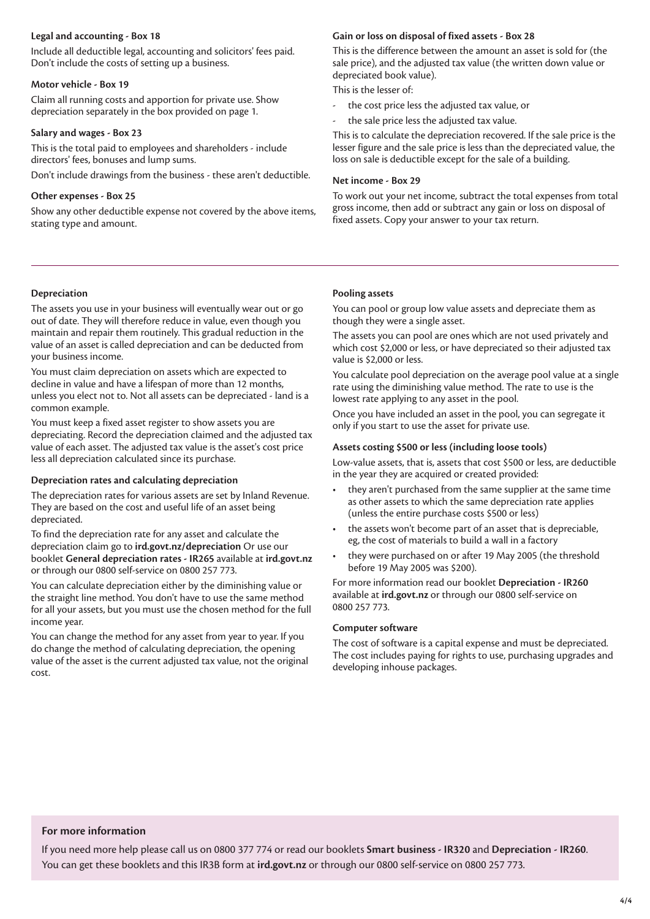### Legal and accounting - Box 18

Include all deductible legal, accounting and solicitors' fees paid. Don't include the costs of setting up a business.

### Motor vehicle - Box 19

Claim all running costs and apportion for private use. Show depreciation separately in the box provided on page 1.

### Salary and wages - Box 23

This is the total paid to employees and shareholders - include directors' fees, bonuses and lump sums.

Don't include drawings from the business - these aren't deductible.

### Other expenses - Box 25

Show any other deductible expense not covered by the above items, stating type and amount.

### Gain or loss on disposal of fixed assets - Box 28

This is the difference between the amount an asset is sold for (the sale price), and the adjusted tax value (the written down value or depreciated book value).

This is the lesser of:

- the cost price less the adjusted tax value, or
- the sale price less the adjusted tax value.

This is to calculate the depreciation recovered. If the sale price is the lesser figure and the sale price is less than the depreciated value, the loss on sale is deductible except for the sale of a building.

### Net income - Box 29

To work out your net income, subtract the total expenses from total gross income, then add or subtract any gain or loss on disposal of fixed assets. Copy your answer to your tax return.

---

### Depreciation

The assets you use in your business will eventually wear out or go out of date. They will therefore reduce in value, even though you maintain and repair them routinely. This gradual reduction in the value of an asset is called depreciation and can be deducted from your business income.

You must claim depreciation on assets which are expected to decline in value and have a lifespan of more than 12 months, unless you elect not to. Not all assets can be depreciated - land is a common example.

You must keep a fixed asset register to show assets you are depreciating. Record the depreciation claimed and the adjusted tax value of each asset. The adjusted tax value is the asset's cost price less all depreciation calculated since its purchase.

### Depreciation rates and calculating depreciation

The depreciation rates for various assets are set by Inland Revenue. They are based on the cost and useful life of an asset being depreciated.

To find the depreciation rate for any asset and calculate the depreciation claim go to **ird.govt.nz/depreciation** Or use our booklet **General depreciation rates - IR265** available at **ird.govt.nz** or through our 0800 self-service on 0800 257 773.

You can calculate depreciation either by the diminishing value or the straight line method. You don't have to use the same method for all your assets, but you must use the chosen method for the full income year.

You can change the method for any asset from year to year. If you do change the method of calculating depreciation, the opening value of the asset is the current adjusted tax value, not the original cost.

### Pooling assets

You can pool or group low value assets and depreciate them as though they were a single asset.

The assets you can pool are ones which are not used privately and which cost $2,000 or less, or have depreciated so their adjusted tax value is $2,000 or less.

You calculate pool depreciation on the average pool value at a single rate using the diminishing value method. The rate to use is the lowest rate applying to any asset in the pool.

Once you have included an asset in the pool, you can segregate it only if you start to use the asset for private use.

### Assets costing $500 or less (including loose tools)

Low-value assets, that is, assets that cost $500 or less, are deductible in the year they are acquired or created provided:

- they aren't purchased from the same supplier at the same time as other assets to which the same depreciation rate applies (unless the entire purchase costs $500 or less)
- the assets won't become part of an asset that is depreciable, eg, the cost of materials to build a wall in a factory
- they were purchased on or after 19 May 2005 (the threshold before 19 May 2005 was $200).

For more information read our booklet **Depreciation - IR260** available at **ird.govt.nz** or through our 0800 self-service on 0800 257 773.

### Computer software

The cost of software is a capital expense and must be depreciated. The cost includes paying for rights to use, purchasing upgrades and developing inhouse packages.

### For more information

If you need more help please call us on 0800 377 774 or read our booklets **Smart business - IR320** and **Depreciation - IR260**. You can get these booklets and this IR3B form at **ird.govt.nz** or through our 0800 self-service on 0800 257 773.